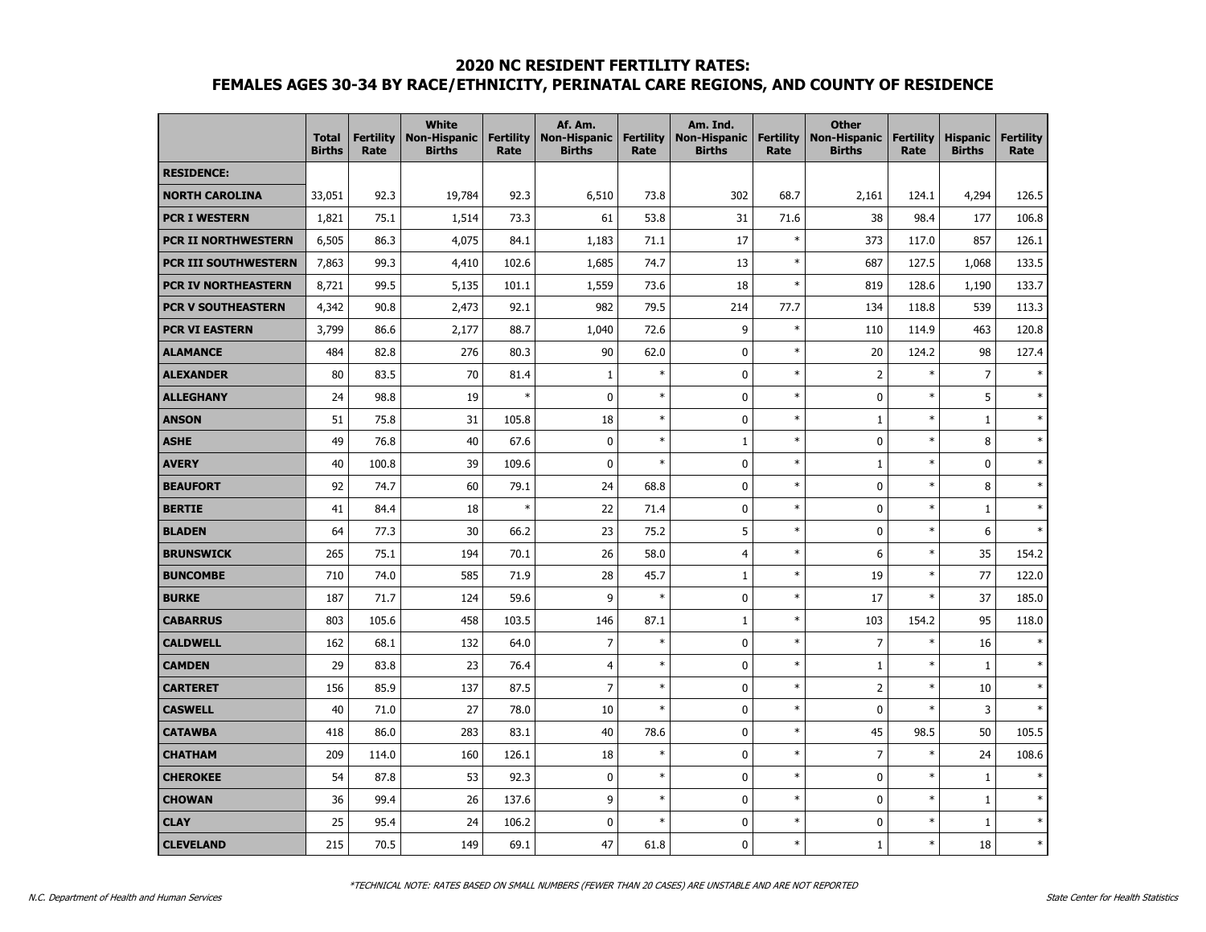## 2020 NC RESIDENT FERTILITY RATES:
## FEMALES AGES 30-34 BY RACE/ETHNICITY, PERINATAL CARE REGIONS, AND COUNTY OF RESIDENCE

| | Total Births | Fertility Rate | White Non-Hispanic Births | Fertility Rate | Af. Am. Non-Hispanic Births | Fertility Rate | Am. Ind. Non-Hispanic Births | Fertility Rate | Other Non-Hispanic Births | Fertility Rate | Hispanic Births | Fertility Rate |
|---|---|---|---|---|---|---|---|---|---|---|---|---|
| **RESIDENCE:** | | | | | | | | | | | | |
| **NORTH CAROLINA** | 33,051 | 92.3 | 19,784 | 92.3 | 6,510 | 73.8 | 302 | 68.7 | 2,161 | 124.1 | 4,294 | 126.5 |
| **PCR I WESTERN** | 1,821 | 75.1 | 1,514 | 73.3 | 61 | 53.8 | 31 | 71.6 | 38 | 98.4 | 177 | 106.8 |
| **PCR II NORTHWESTERN** | 6,505 | 86.3 | 4,075 | 84.1 | 1,183 | 71.1 | 17 | * | 373 | 117.0 | 857 | 126.1 |
| **PCR III SOUTHWESTERN** | 7,863 | 99.3 | 4,410 | 102.6 | 1,685 | 74.7 | 13 | * | 687 | 127.5 | 1,068 | 133.5 |
| **PCR IV NORTHEASTERN** | 8,721 | 99.5 | 5,135 | 101.1 | 1,559 | 73.6 | 18 | * | 819 | 128.6 | 1,190 | 133.7 |
| **PCR V SOUTHEASTERN** | 4,342 | 90.8 | 2,473 | 92.1 | 982 | 79.5 | 214 | 77.7 | 134 | 118.8 | 539 | 113.3 |
| **PCR VI EASTERN** | 3,799 | 86.6 | 2,177 | 88.7 | 1,040 | 72.6 | 9 | * | 110 | 114.9 | 463 | 120.8 |
| **ALAMANCE** | 484 | 82.8 | 276 | 80.3 | 90 | 62.0 | 0 | * | 20 | 124.2 | 98 | 127.4 |
| **ALEXANDER** | 80 | 83.5 | 70 | 81.4 | 1 | * | 0 | * | 2 | * | 7 | * |
| **ALLEGHANY** | 24 | 98.8 | 19 | * | 0 | * | 0 | * | 0 | * | 5 | * |
| **ANSON** | 51 | 75.8 | 31 | 105.8 | 18 | * | 0 | * | 1 | * | 1 | * |
| **ASHE** | 49 | 76.8 | 40 | 67.6 | 0 | * | 1 | * | 0 | * | 8 | * |
| **AVERY** | 40 | 100.8 | 39 | 109.6 | 0 | * | 0 | * | 1 | * | 0 | * |
| **BEAUFORT** | 92 | 74.7 | 60 | 79.1 | 24 | 68.8 | 0 | * | 0 | * | 8 | * |
| **BERTIE** | 41 | 84.4 | 18 | * | 22 | 71.4 | 0 | * | 0 | * | 1 | * |
| **BLADEN** | 64 | 77.3 | 30 | 66.2 | 23 | 75.2 | 5 | * | 0 | * | 6 | * |
| **BRUNSWICK** | 265 | 75.1 | 194 | 70.1 | 26 | 58.0 | 4 | * | 6 | * | 35 | 154.2 |
| **BUNCOMBE** | 710 | 74.0 | 585 | 71.9 | 28 | 45.7 | 1 | * | 19 | * | 77 | 122.0 |
| **BURKE** | 187 | 71.7 | 124 | 59.6 | 9 | * | 0 | * | 17 | * | 37 | 185.0 |
| **CABARRUS** | 803 | 105.6 | 458 | 103.5 | 146 | 87.1 | 1 | * | 103 | 154.2 | 95 | 118.0 |
| **CALDWELL** | 162 | 68.1 | 132 | 64.0 | 7 | * | 0 | * | 7 | * | 16 | * |
| **CAMDEN** | 29 | 83.8 | 23 | 76.4 | 4 | * | 0 | * | 1 | * | 1 | * |
| **CARTERET** | 156 | 85.9 | 137 | 87.5 | 7 | * | 0 | * | 2 | * | 10 | * |
| **CASWELL** | 40 | 71.0 | 27 | 78.0 | 10 | * | 0 | * | 0 | * | 3 | * |
| **CATAWBA** | 418 | 86.0 | 283 | 83.1 | 40 | 78.6 | 0 | * | 45 | 98.5 | 50 | 105.5 |
| **CHATHAM** | 209 | 114.0 | 160 | 126.1 | 18 | * | 0 | * | 7 | * | 24 | 108.6 |
| **CHEROKEE** | 54 | 87.8 | 53 | 92.3 | 0 | * | 0 | * | 0 | * | 1 | * |
| **CHOWAN** | 36 | 99.4 | 26 | 137.6 | 9 | * | 0 | * | 0 | * | 1 | * |
| **CLAY** | 25 | 95.4 | 24 | 106.2 | 0 | * | 0 | * | 0 | * | 1 | * |
| **CLEVELAND** | 215 | 70.5 | 149 | 69.1 | 47 | 61.8 | 0 | * | 1 | * | 18 | * |

*TECHNICAL NOTE: RATES BASED ON SMALL NUMBERS (FEWER THAN 20 CASES) ARE UNSTABLE AND ARE NOT REPORTED

N.C. Department of Health and Human Services — State Center for Health Statistics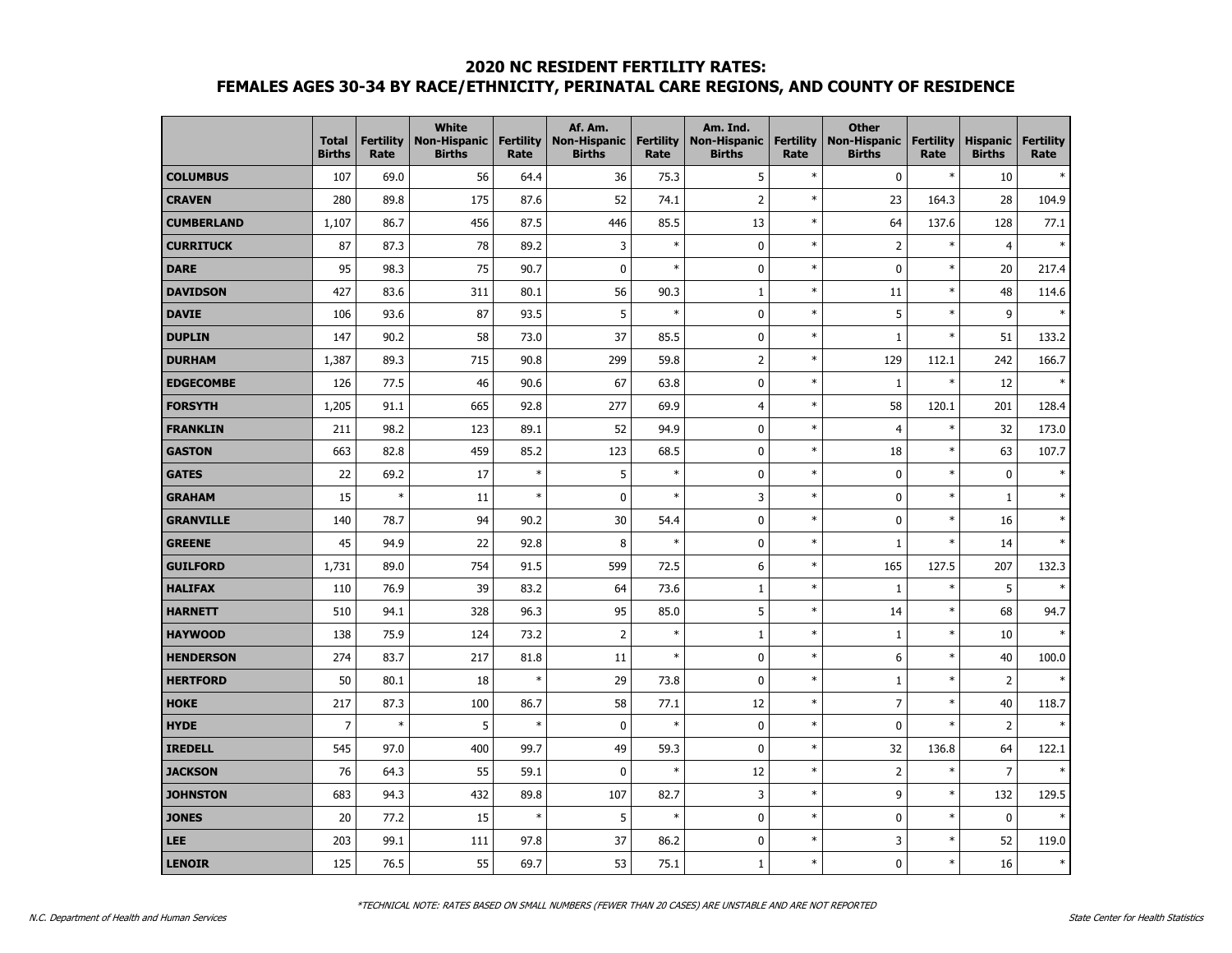## 2020 NC RESIDENT FERTILITY RATES:
## FEMALES AGES 30-34 BY RACE/ETHNICITY, PERINATAL CARE REGIONS, AND COUNTY OF RESIDENCE

| | Total Births | Fertility Rate | White Non-Hispanic Births | Fertility Rate | Af. Am. Non-Hispanic Births | Fertility Rate | Am. Ind. Non-Hispanic Births | Fertility Rate | Other Non-Hispanic Births | Fertility Rate | Hispanic Births | Fertility Rate |
|---|---|---|---|---|---|---|---|---|---|---|---|---|
| **COLUMBUS** | 107 | 69.0 | 56 | 64.4 | 36 | 75.3 | 5 | * | 0 | * | 10 | * |
| **CRAVEN** | 280 | 89.8 | 175 | 87.6 | 52 | 74.1 | 2 | * | 23 | 164.3 | 28 | 104.9 |
| **CUMBERLAND** | 1,107 | 86.7 | 456 | 87.5 | 446 | 85.5 | 13 | * | 64 | 137.6 | 128 | 77.1 |
| **CURRITUCK** | 87 | 87.3 | 78 | 89.2 | 3 | * | 0 | * | 2 | * | 4 | * |
| **DARE** | 95 | 98.3 | 75 | 90.7 | 0 | * | 0 | * | 0 | * | 20 | 217.4 |
| **DAVIDSON** | 427 | 83.6 | 311 | 80.1 | 56 | 90.3 | 1 | * | 11 | * | 48 | 114.6 |
| **DAVIE** | 106 | 93.6 | 87 | 93.5 | 5 | * | 0 | * | 5 | * | 9 | * |
| **DUPLIN** | 147 | 90.2 | 58 | 73.0 | 37 | 85.5 | 0 | * | 1 | * | 51 | 133.2 |
| **DURHAM** | 1,387 | 89.3 | 715 | 90.8 | 299 | 59.8 | 2 | * | 129 | 112.1 | 242 | 166.7 |
| **EDGECOMBE** | 126 | 77.5 | 46 | 90.6 | 67 | 63.8 | 0 | * | 1 | * | 12 | * |
| **FORSYTH** | 1,205 | 91.1 | 665 | 92.8 | 277 | 69.9 | 4 | * | 58 | 120.1 | 201 | 128.4 |
| **FRANKLIN** | 211 | 98.2 | 123 | 89.1 | 52 | 94.9 | 0 | * | 4 | * | 32 | 173.0 |
| **GASTON** | 663 | 82.8 | 459 | 85.2 | 123 | 68.5 | 0 | * | 18 | * | 63 | 107.7 |
| **GATES** | 22 | 69.2 | 17 | * | 5 | * | 0 | * | 0 | * | 0 | * |
| **GRAHAM** | 15 | * | 11 | * | 0 | * | 3 | * | 0 | * | 1 | * |
| **GRANVILLE** | 140 | 78.7 | 94 | 90.2 | 30 | 54.4 | 0 | * | 0 | * | 16 | * |
| **GREENE** | 45 | 94.9 | 22 | 92.8 | 8 | * | 0 | * | 1 | * | 14 | * |
| **GUILFORD** | 1,731 | 89.0 | 754 | 91.5 | 599 | 72.5 | 6 | * | 165 | 127.5 | 207 | 132.3 |
| **HALIFAX** | 110 | 76.9 | 39 | 83.2 | 64 | 73.6 | 1 | * | 1 | * | 5 | * |
| **HARNETT** | 510 | 94.1 | 328 | 96.3 | 95 | 85.0 | 5 | * | 14 | * | 68 | 94.7 |
| **HAYWOOD** | 138 | 75.9 | 124 | 73.2 | 2 | * | 1 | * | 1 | * | 10 | * |
| **HENDERSON** | 274 | 83.7 | 217 | 81.8 | 11 | * | 0 | * | 6 | * | 40 | 100.0 |
| **HERTFORD** | 50 | 80.1 | 18 | * | 29 | 73.8 | 0 | * | 1 | * | 2 | * |
| **HOKE** | 217 | 87.3 | 100 | 86.7 | 58 | 77.1 | 12 | * | 7 | * | 40 | 118.7 |
| **HYDE** | 7 | * | 5 | * | 0 | * | 0 | * | 0 | * | 2 | * |
| **IREDELL** | 545 | 97.0 | 400 | 99.7 | 49 | 59.3 | 0 | * | 32 | 136.8 | 64 | 122.1 |
| **JACKSON** | 76 | 64.3 | 55 | 59.1 | 0 | * | 12 | * | 2 | * | 7 | * |
| **JOHNSTON** | 683 | 94.3 | 432 | 89.8 | 107 | 82.7 | 3 | * | 9 | * | 132 | 129.5 |
| **JONES** | 20 | 77.2 | 15 | * | 5 | * | 0 | * | 0 | * | 0 | * |
| **LEE** | 203 | 99.1 | 111 | 97.8 | 37 | 86.2 | 0 | * | 3 | * | 52 | 119.0 |
| **LENOIR** | 125 | 76.5 | 55 | 69.7 | 53 | 75.1 | 1 | * | 0 | * | 16 | * |

*\*TECHNICAL NOTE: RATES BASED ON SMALL NUMBERS (FEWER THAN 20 CASES) ARE UNSTABLE AND ARE NOT REPORTED*

*N.C. Department of Health and Human Services* — *State Center for Health Statistics*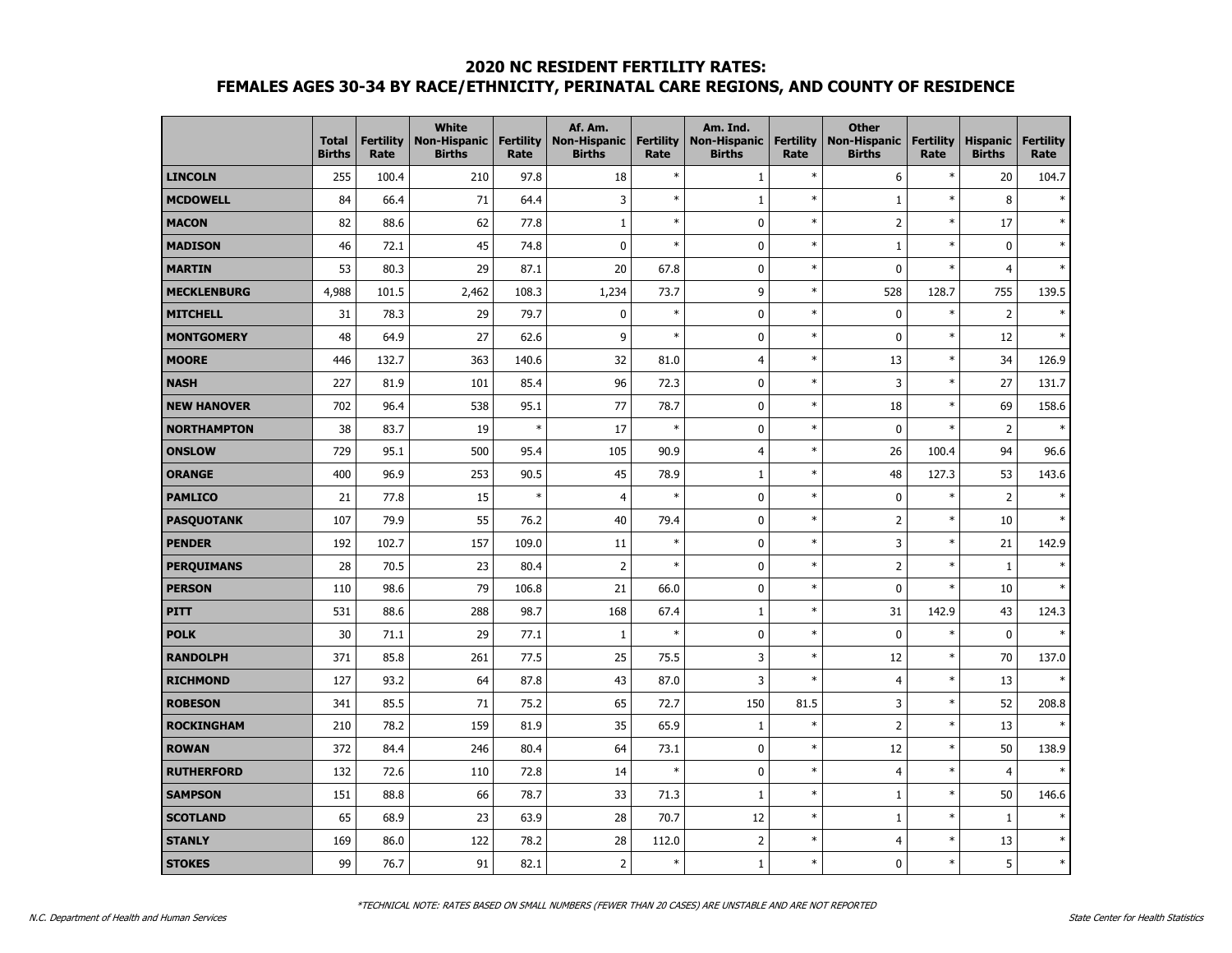# 2020 NC RESIDENT FERTILITY RATES:
## FEMALES AGES 30-34 BY RACE/ETHNICITY, PERINATAL CARE REGIONS, AND COUNTY OF RESIDENCE

| | Total Births | Fertility Rate | White Non-Hispanic Births | Fertility Rate | Af. Am. Non-Hispanic Births | Fertility Rate | Am. Ind. Non-Hispanic Births | Fertility Rate | Other Non-Hispanic Births | Fertility Rate | Hispanic Births | Fertility Rate |
|---|---|---|---|---|---|---|---|---|---|---|---|---|
| **LINCOLN** | 255 | 100.4 | 210 | 97.8 | 18 | * | 1 | * | 6 | * | 20 | 104.7 |
| **MCDOWELL** | 84 | 66.4 | 71 | 64.4 | 3 | * | 1 | * | 1 | * | 8 | * |
| **MACON** | 82 | 88.6 | 62 | 77.8 | 1 | * | 0 | * | 2 | * | 17 | * |
| **MADISON** | 46 | 72.1 | 45 | 74.8 | 0 | * | 0 | * | 1 | * | 0 | * |
| **MARTIN** | 53 | 80.3 | 29 | 87.1 | 20 | 67.8 | 0 | * | 0 | * | 4 | * |
| **MECKLENBURG** | 4,988 | 101.5 | 2,462 | 108.3 | 1,234 | 73.7 | 9 | * | 528 | 128.7 | 755 | 139.5 |
| **MITCHELL** | 31 | 78.3 | 29 | 79.7 | 0 | * | 0 | * | 0 | * | 2 | * |
| **MONTGOMERY** | 48 | 64.9 | 27 | 62.6 | 9 | * | 0 | * | 0 | * | 12 | * |
| **MOORE** | 446 | 132.7 | 363 | 140.6 | 32 | 81.0 | 4 | * | 13 | * | 34 | 126.9 |
| **NASH** | 227 | 81.9 | 101 | 85.4 | 96 | 72.3 | 0 | * | 3 | * | 27 | 131.7 |
| **NEW HANOVER** | 702 | 96.4 | 538 | 95.1 | 77 | 78.7 | 0 | * | 18 | * | 69 | 158.6 |
| **NORTHAMPTON** | 38 | 83.7 | 19 | * | 17 | * | 0 | * | 0 | * | 2 | * |
| **ONSLOW** | 729 | 95.1 | 500 | 95.4 | 105 | 90.9 | 4 | * | 26 | 100.4 | 94 | 96.6 |
| **ORANGE** | 400 | 96.9 | 253 | 90.5 | 45 | 78.9 | 1 | * | 48 | 127.3 | 53 | 143.6 |
| **PAMLICO** | 21 | 77.8 | 15 | * | 4 | * | 0 | * | 0 | * | 2 | * |
| **PASQUOTANK** | 107 | 79.9 | 55 | 76.2 | 40 | 79.4 | 0 | * | 2 | * | 10 | * |
| **PENDER** | 192 | 102.7 | 157 | 109.0 | 11 | * | 0 | * | 3 | * | 21 | 142.9 |
| **PERQUIMANS** | 28 | 70.5 | 23 | 80.4 | 2 | * | 0 | * | 2 | * | 1 | * |
| **PERSON** | 110 | 98.6 | 79 | 106.8 | 21 | 66.0 | 0 | * | 0 | * | 10 | * |
| **PITT** | 531 | 88.6 | 288 | 98.7 | 168 | 67.4 | 1 | * | 31 | 142.9 | 43 | 124.3 |
| **POLK** | 30 | 71.1 | 29 | 77.1 | 1 | * | 0 | * | 0 | * | 0 | * |
| **RANDOLPH** | 371 | 85.8 | 261 | 77.5 | 25 | 75.5 | 3 | * | 12 | * | 70 | 137.0 |
| **RICHMOND** | 127 | 93.2 | 64 | 87.8 | 43 | 87.0 | 3 | * | 4 | * | 13 | * |
| **ROBESON** | 341 | 85.5 | 71 | 75.2 | 65 | 72.7 | 150 | 81.5 | 3 | * | 52 | 208.8 |
| **ROCKINGHAM** | 210 | 78.2 | 159 | 81.9 | 35 | 65.9 | 1 | * | 2 | * | 13 | * |
| **ROWAN** | 372 | 84.4 | 246 | 80.4 | 64 | 73.1 | 0 | * | 12 | * | 50 | 138.9 |
| **RUTHERFORD** | 132 | 72.6 | 110 | 72.8 | 14 | * | 0 | * | 4 | * | 4 | * |
| **SAMPSON** | 151 | 88.8 | 66 | 78.7 | 33 | 71.3 | 1 | * | 1 | * | 50 | 146.6 |
| **SCOTLAND** | 65 | 68.9 | 23 | 63.9 | 28 | 70.7 | 12 | * | 1 | * | 1 | * |
| **STANLY** | 169 | 86.0 | 122 | 78.2 | 28 | 112.0 | 2 | * | 4 | * | 13 | * |
| **STOKES** | 99 | 76.7 | 91 | 82.1 | 2 | * | 1 | * | 0 | * | 5 | * |

*TECHNICAL NOTE: RATES BASED ON SMALL NUMBERS (FEWER THAN 20 CASES) ARE UNSTABLE AND ARE NOT REPORTED

N.C. Department of Health and Human Services — State Center for Health Statistics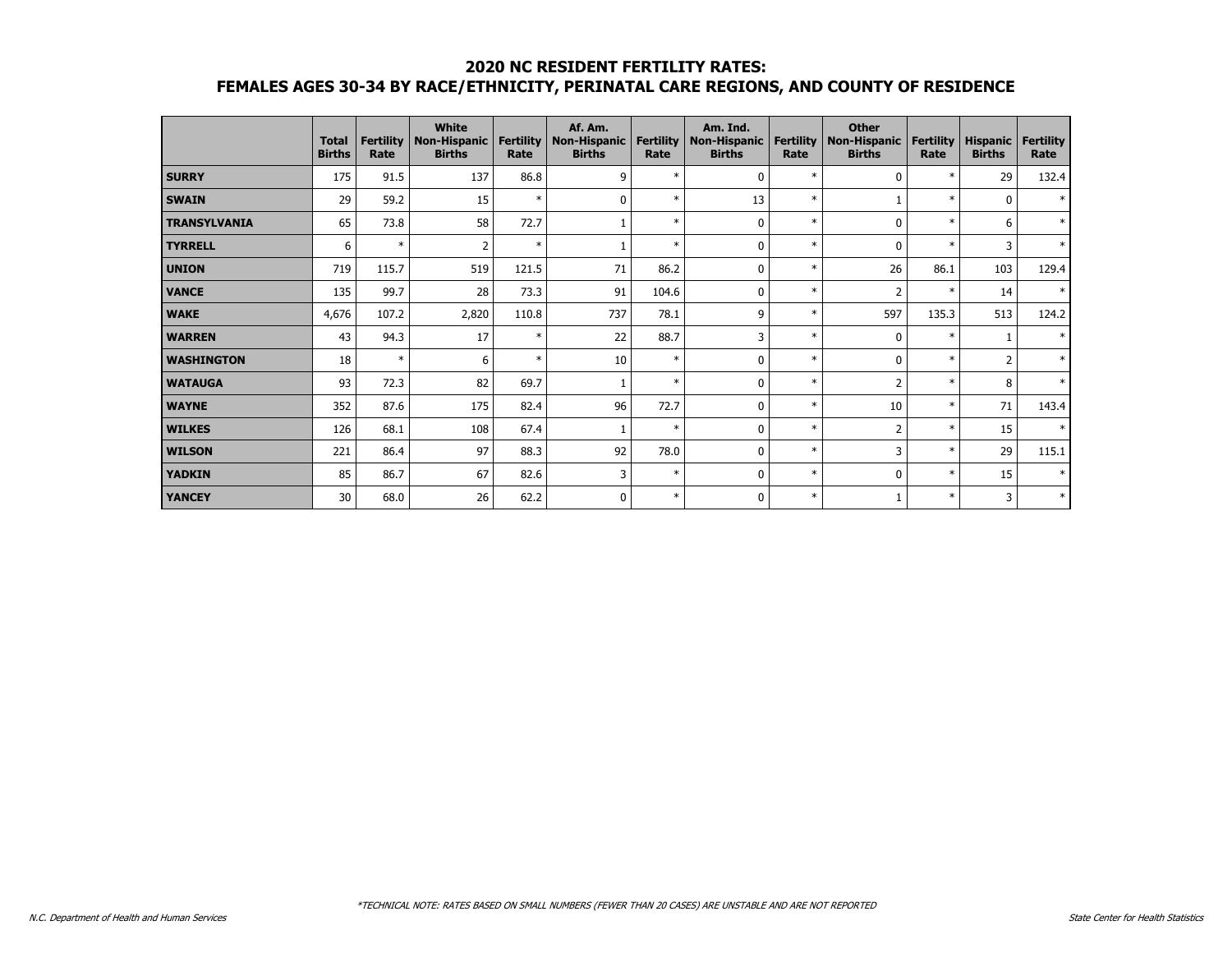## 2020 NC RESIDENT FERTILITY RATES:
## FEMALES AGES 30-34 BY RACE/ETHNICITY, PERINATAL CARE REGIONS, AND COUNTY OF RESIDENCE

| | Total Births | Fertility Rate | White Non-Hispanic Births | Fertility Rate | Af. Am. Non-Hispanic Births | Fertility Rate | Am. Ind. Non-Hispanic Births | Fertility Rate | Other Non-Hispanic Births | Fertility Rate | Hispanic Births | Fertility Rate |
|---|---|---|---|---|---|---|---|---|---|---|---|---|
| **SURRY** | 175 | 91.5 | 137 | 86.8 | 9 | * | 0 | * | 0 | * | 29 | 132.4 |
| **SWAIN** | 29 | 59.2 | 15 | * | 0 | * | 13 | * | 1 | * | 0 | * |
| **TRANSYLVANIA** | 65 | 73.8 | 58 | 72.7 | 1 | * | 0 | * | 0 | * | 6 | * |
| **TYRRELL** | 6 | * | 2 | * | 1 | * | 0 | * | 0 | * | 3 | * |
| **UNION** | 719 | 115.7 | 519 | 121.5 | 71 | 86.2 | 0 | * | 26 | 86.1 | 103 | 129.4 |
| **VANCE** | 135 | 99.7 | 28 | 73.3 | 91 | 104.6 | 0 | * | 2 | * | 14 | * |
| **WAKE** | 4,676 | 107.2 | 2,820 | 110.8 | 737 | 78.1 | 9 | * | 597 | 135.3 | 513 | 124.2 |
| **WARREN** | 43 | 94.3 | 17 | * | 22 | 88.7 | 3 | * | 0 | * | 1 | * |
| **WASHINGTON** | 18 | * | 6 | * | 10 | * | 0 | * | 0 | * | 2 | * |
| **WATAUGA** | 93 | 72.3 | 82 | 69.7 | 1 | * | 0 | * | 2 | * | 8 | * |
| **WAYNE** | 352 | 87.6 | 175 | 82.4 | 96 | 72.7 | 0 | * | 10 | * | 71 | 143.4 |
| **WILKES** | 126 | 68.1 | 108 | 67.4 | 1 | * | 0 | * | 2 | * | 15 | * |
| **WILSON** | 221 | 86.4 | 97 | 88.3 | 92 | 78.0 | 0 | * | 3 | * | 29 | 115.1 |
| **YADKIN** | 85 | 86.7 | 67 | 82.6 | 3 | * | 0 | * | 0 | * | 15 | * |
| **YANCEY** | 30 | 68.0 | 26 | 62.2 | 0 | * | 0 | * | 1 | * | 3 | * |

*\*TECHNICAL NOTE: RATES BASED ON SMALL NUMBERS (FEWER THAN 20 CASES) ARE UNSTABLE AND ARE NOT REPORTED*